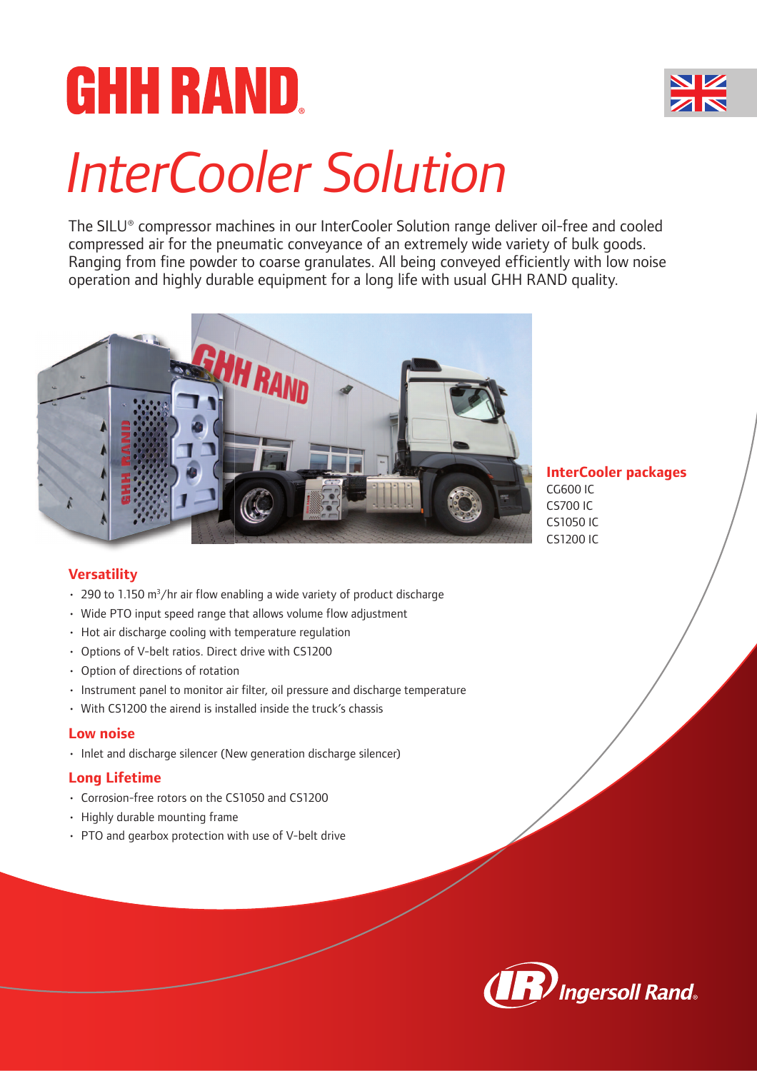# GHH RAND

# *InterCooler Solution*

The SILU® compressor machines in our InterCooler Solution range deliver oil-free and cooled compressed air for the pneumatic conveyance of an extremely wide variety of bulk goods. Ranging from fine powder to coarse granulates. All being conveyed efficiently with low noise operation and highly durable equipment for a long life with usual GHH RAND quality.

### InterCooler packages

CG600 IC
CS700 IC
CS1050 IC
CS1200 IC

### Versatility

- 290 to 1.150 $m^3$/hr air flow enabling a wide variety of product discharge
- Wide PTO input speed range that allows volume flow adjustment
- Hot air discharge cooling with temperature regulation
- Options of V-belt ratios. Direct drive with CS1200
- Option of directions of rotation
- Instrument panel to monitor air filter, oil pressure and discharge temperature
- With CS1200 the airend is installed inside the truck's chassis

### Low noise

- Inlet and discharge silencer (New generation discharge silencer)

### Long Lifetime

- Corrosion-free rotors on the CS1050 and CS1200
- Highly durable mounting frame
- PTO and gearbox protection with use of V-belt drive

Ingersoll Rand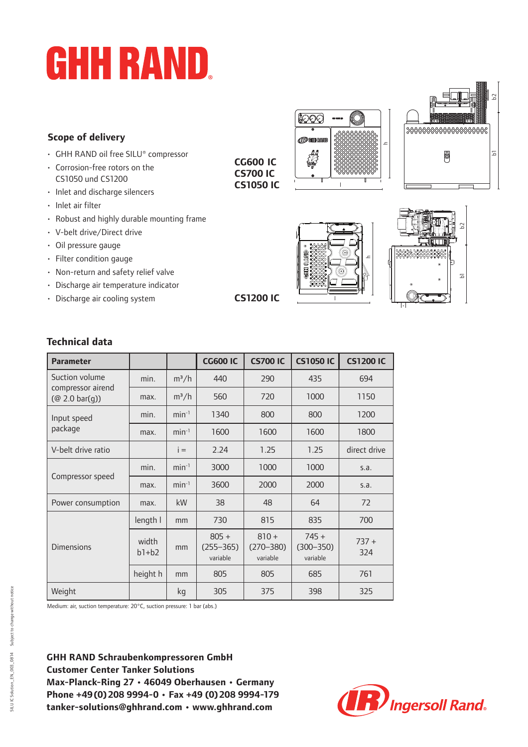# GHH RAND

## Scope of delivery

- GHH RAND oil free SILU® compressor
- Corrosion-free rotors on the CS1050 und CS1200
- Inlet and discharge silencers
- Inlet air filter
- Robust and highly durable mounting frame
- V-belt drive/Direct drive
- Oil pressure gauge
- Filter condition gauge
- Non-return and safety relief valve
- Discharge air temperature indicator
- Discharge air cooling system

**CG600 IC**
**CS700 IC**
**CS1050 IC**

**CS1200 IC**

## Technical data

| Parameter | | | CG600 IC | CS700 IC | CS1050 IC | CS1200 IC |
|---|---|---|---|---|---|---|
| Suction volume compressor airend (@ 2.0 bar(g)) | min. | $m^3/h$ | 440 | 290 | 435 | 694 |
| | max. | $m^3/h$ | 560 | 720 | 1000 | 1150 |
| Input speed package | min. | $min^{-1}$ | 1340 | 800 | 800 | 1200 |
| | max. | $min^{-1}$ | 1600 | 1600 | 1600 | 1800 |
| V-belt drive ratio | | i = | 2.24 | 1.25 | 1.25 | direct drive |
| Compressor speed | min. | $min^{-1}$ | 3000 | 1000 | 1000 | s.a. |
| | max. | $min^{-1}$ | 3600 | 2000 | 2000 | s.a. |
| Power consumption | max. | kW | 38 | 48 | 64 | 72 |
| Dimensions | length l | mm | 730 | 815 | 835 | 700 |
| | width b1+b2 | mm | 805 + (255–365) variable | 810 + (270–380) variable | 745 + (300–350) variable | 737 + 324 |
| | height h | mm | 805 | 805 | 685 | 761 |
| Weight | | kg | 305 | 375 | 398 | 325 |

Medium: air, suction temperature: 20°C, suction pressure: 1 bar (abs.)

**GHH RAND Schraubenkompressoren GmbH**
**Customer Center Tanker Solutions**
**Max-Planck-Ring 27 • 46049 Oberhausen • Germany**
**Phone +49 (0) 208 9994-0 • Fax +49 (0) 208 9994-179**
**tanker-solutions@ghhrand.com • www.ghhrand.com**

Ingersoll Rand

SILU IC Solution_EN_003_0814 Subject to change without notice